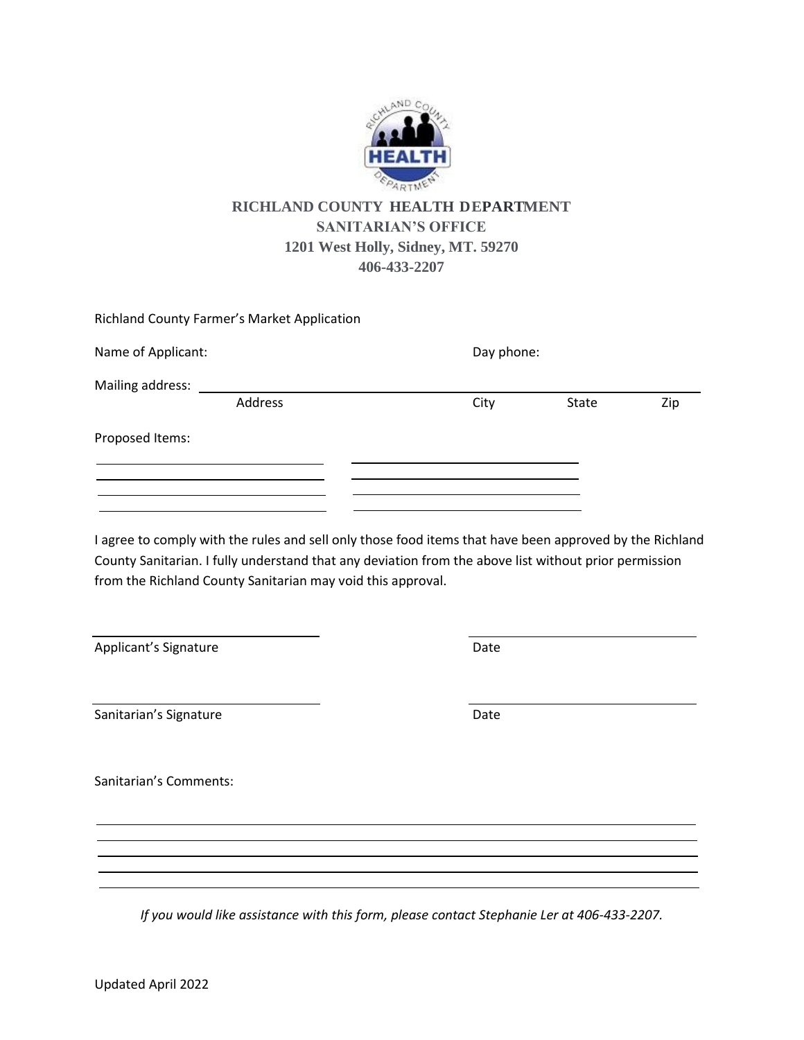**RICHLAND COUNTY HEALTH DEPARTMENT**
**SANITARIAN'S OFFICE**
**1201 West Holly, Sidney, MT. 59270**
**406-433-2207**

Richland County Farmer's Market Application

Name of Applicant: Day phone:

Mailing address: ______________________________________________

Address City State Zip

Proposed Items:

______________________ ______________________

______________________ ______________________

______________________ ______________________

______________________ ______________________

I agree to comply with the rules and sell only those food items that have been approved by the Richland County Sanitarian. I fully understand that any deviation from the above list without prior permission from the Richland County Sanitarian may void this approval.

______________________ ______________________

Applicant's Signature Date

______________________ ______________________

Sanitarian's Signature Date

Sanitarian's Comments:

______________________________________________

______________________________________________

______________________________________________

______________________________________________

______________________________________________

*If you would like assistance with this form, please contact Stephanie Ler at 406-433-2207.*

Updated April 2022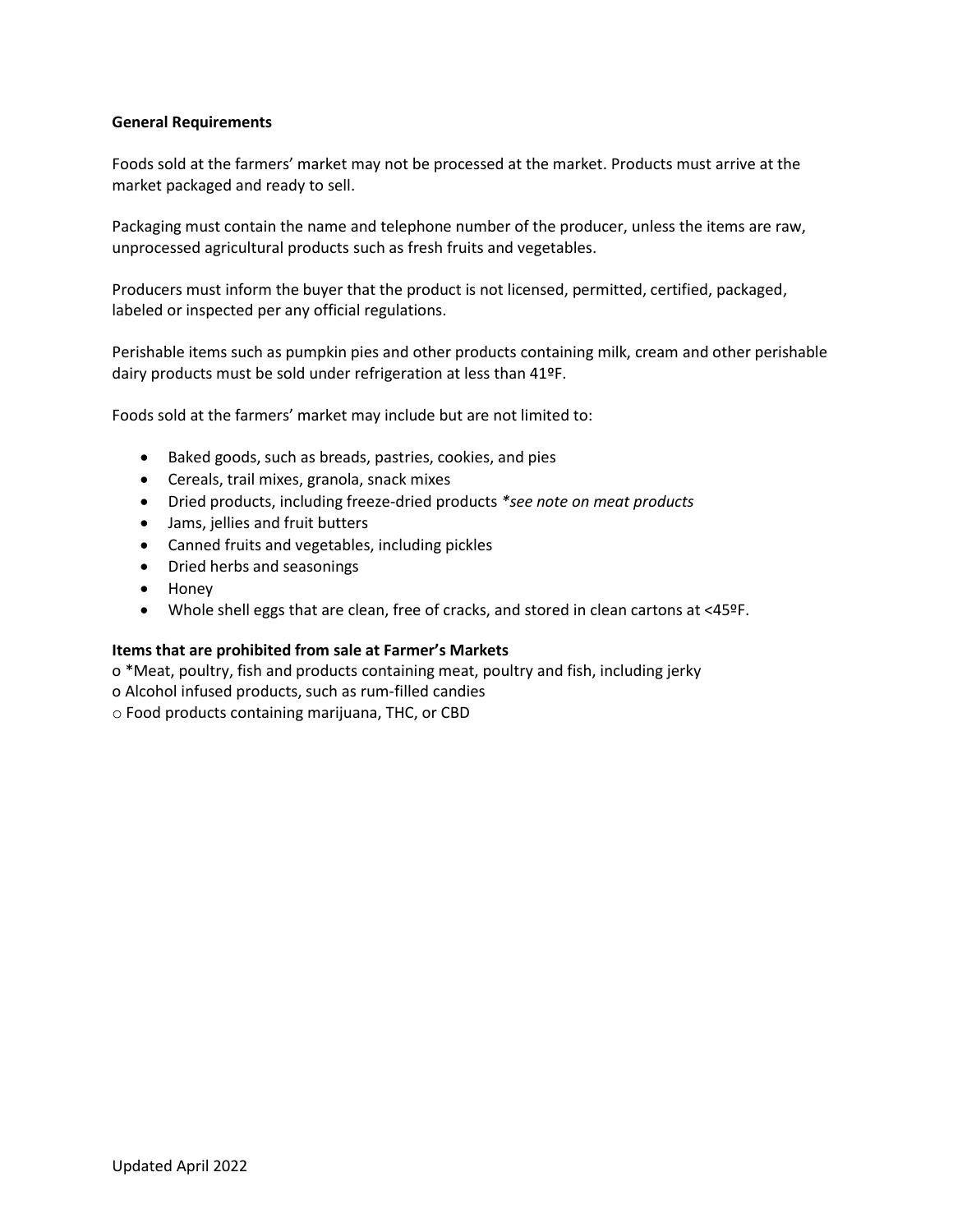**General Requirements**

Foods sold at the farmers' market may not be processed at the market. Products must arrive at the market packaged and ready to sell.

Packaging must contain the name and telephone number of the producer, unless the items are raw, unprocessed agricultural products such as fresh fruits and vegetables.

Producers must inform the buyer that the product is not licensed, permitted, certified, packaged, labeled or inspected per any official regulations.

Perishable items such as pumpkin pies and other products containing milk, cream and other perishable dairy products must be sold under refrigeration at less than 41ºF.

Foods sold at the farmers' market may include but are not limited to:

- Baked goods, such as breads, pastries, cookies, and pies
- Cereals, trail mixes, granola, snack mixes
- Dried products, including freeze-dried products *\*see note on meat products*
- Jams, jellies and fruit butters
- Canned fruits and vegetables, including pickles
- Dried herbs and seasonings
- Honey
- Whole shell eggs that are clean, free of cracks, and stored in clean cartons at <45ºF.

**Items that are prohibited from sale at Farmer's Markets**

- \*Meat, poultry, fish and products containing meat, poultry and fish, including jerky
- Alcohol infused products, such as rum-filled candies
- Food products containing marijuana, THC, or CBD

Updated April 2022